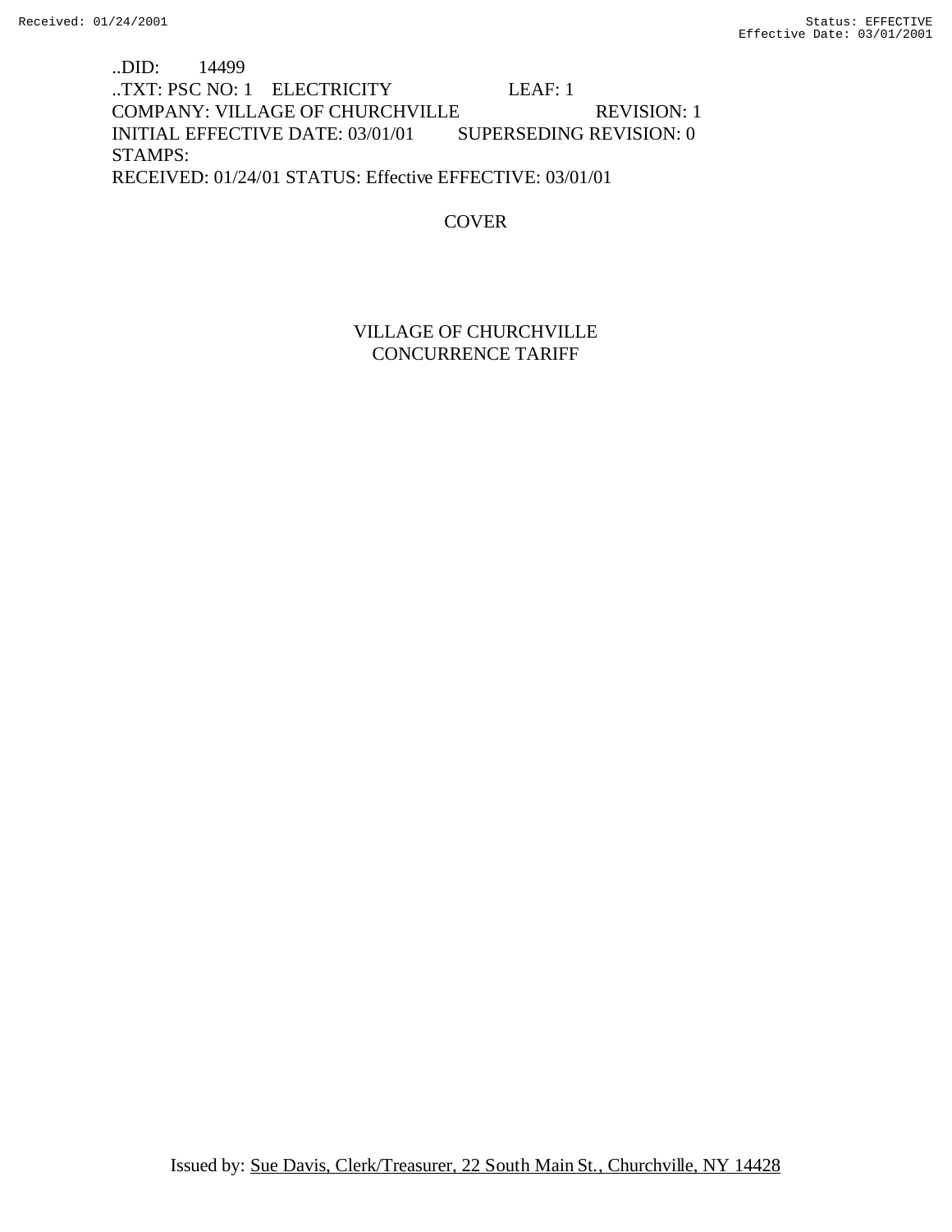..DID: 14499
..TXT: PSC NO: 1 ELECTRICITY LEAF: 1
COMPANY: VILLAGE OF CHURCHVILLE REVISION: 1
INITIAL EFFECTIVE DATE: 03/01/01 SUPERSEDING REVISION: 0
STAMPS:
RECEIVED: 01/24/01 STATUS: Effective EFFECTIVE: 03/01/01

COVER

VILLAGE OF CHURCHVILLE
CONCURRENCE TARIFF

Issued by: Sue Davis, Clerk/Treasurer, 22 South Main St., Churchville, NY 14428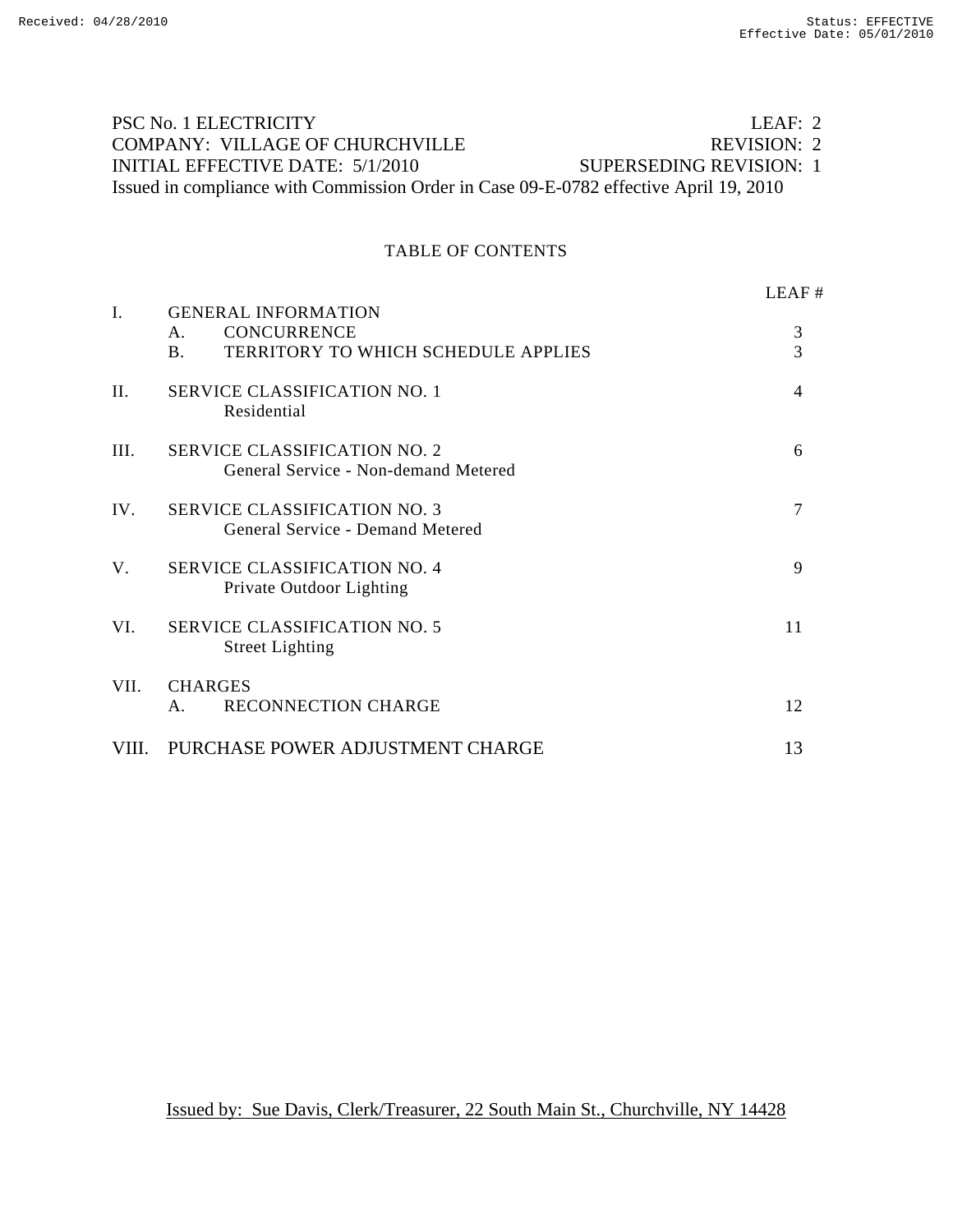PSC No. 1 ELECTRICITY LEAF: 2
COMPANY: VILLAGE OF CHURCHVILLE REVISION: 2
INITIAL EFFECTIVE DATE: 5/1/2010 SUPERSEDING REVISION: 1
Issued in compliance with Commission Order in Case 09-E-0782 effective April 19, 2010

# TABLE OF CONTENTS

| | | LEAF # |
|---|---|---|
| I. | GENERAL INFORMATION | |
| | A. CONCURRENCE | 3 |
| | B. TERRITORY TO WHICH SCHEDULE APPLIES | 3 |
| II. | SERVICE CLASSIFICATION NO. 1<br>Residential | 4 |
| III. | SERVICE CLASSIFICATION NO. 2<br>General Service - Non-demand Metered | 6 |
| IV. | SERVICE CLASSIFICATION NO. 3<br>General Service - Demand Metered | 7 |
| V. | SERVICE CLASSIFICATION NO. 4<br>Private Outdoor Lighting | 9 |
| VI. | SERVICE CLASSIFICATION NO. 5<br>Street Lighting | 11 |
| VII. | CHARGES | |
| | A. RECONNECTION CHARGE | 12 |
| VIII. | PURCHASE POWER ADJUSTMENT CHARGE | 13 |

Issued by: Sue Davis, Clerk/Treasurer, 22 South Main St., Churchville, NY 14428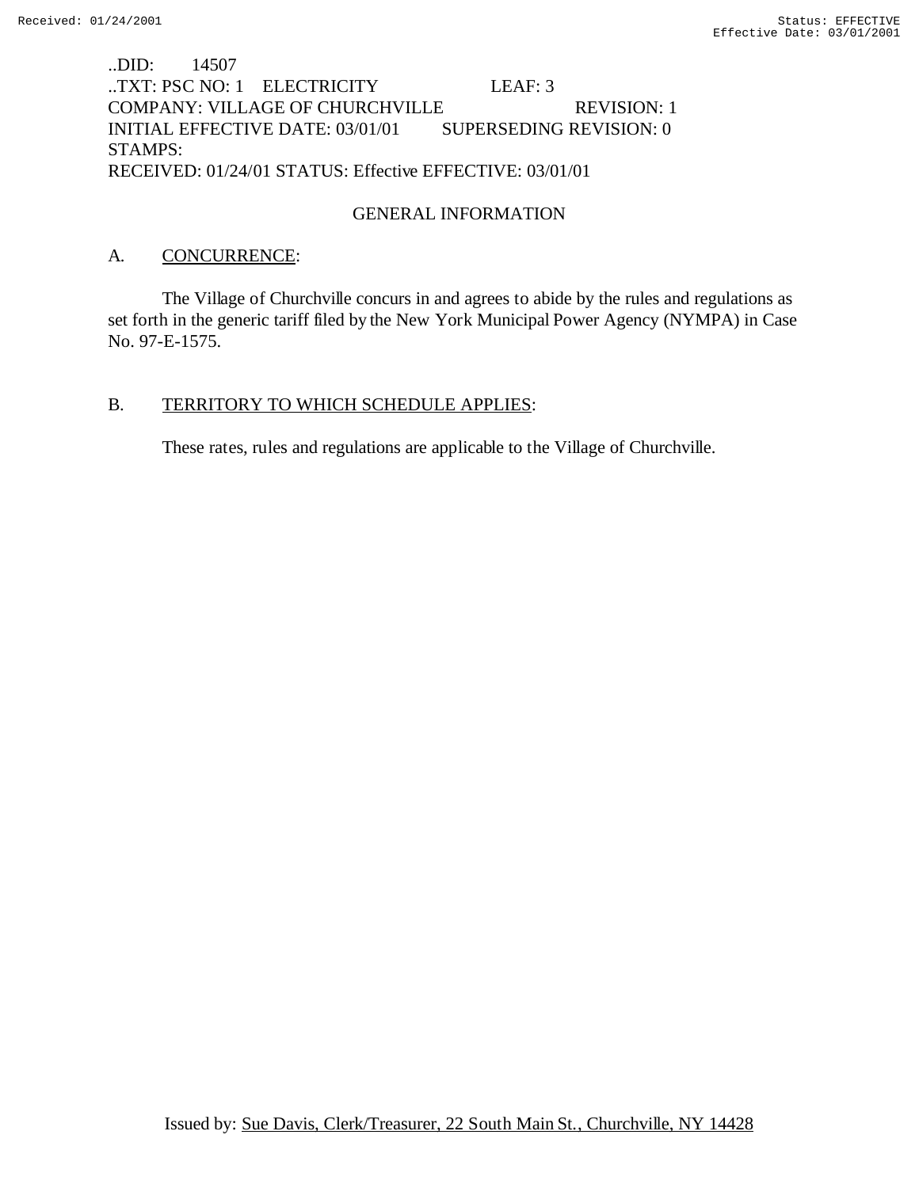..DID: 14507
..TXT: PSC NO: 1 ELECTRICITY LEAF: 3
COMPANY: VILLAGE OF CHURCHVILLE REVISION: 1
INITIAL EFFECTIVE DATE: 03/01/01 SUPERSEDING REVISION: 0
STAMPS:
RECEIVED: 01/24/01 STATUS: Effective EFFECTIVE: 03/01/01

## GENERAL INFORMATION

A. CONCURRENCE:

The Village of Churchville concurs in and agrees to abide by the rules and regulations as set forth in the generic tariff filed by the New York Municipal Power Agency (NYMPA) in Case No. 97-E-1575.

B. TERRITORY TO WHICH SCHEDULE APPLIES:

These rates, rules and regulations are applicable to the Village of Churchville.

Issued by: Sue Davis, Clerk/Treasurer, 22 South Main St., Churchville, NY 14428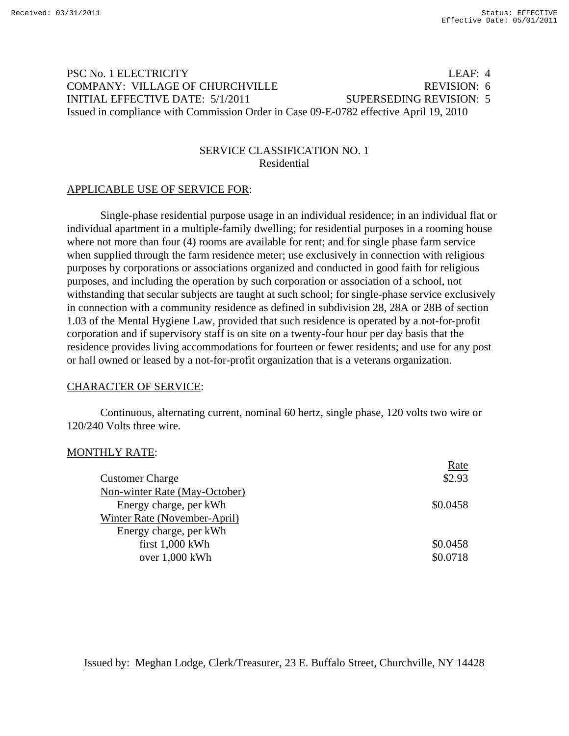Received: 03/31/2011 Status: EFFECTIVE
Effective Date: 05/01/2011

PSC No. 1 ELECTRICITY LEAF: 4
COMPANY: VILLAGE OF CHURCHVILLE REVISION: 6
INITIAL EFFECTIVE DATE: 5/1/2011 SUPERSEDING REVISION: 5
Issued in compliance with Commission Order in Case 09-E-0782 effective April 19, 2010

## SERVICE CLASSIFICATION NO. 1
### Residential

APPLICABLE USE OF SERVICE FOR:

Single-phase residential purpose usage in an individual residence; in an individual flat or individual apartment in a multiple-family dwelling; for residential purposes in a rooming house where not more than four (4) rooms are available for rent; and for single phase farm service when supplied through the farm residence meter; use exclusively in connection with religious purposes by corporations or associations organized and conducted in good faith for religious purposes, and including the operation by such corporation or association of a school, not withstanding that secular subjects are taught at such school; for single-phase service exclusively in connection with a community residence as defined in subdivision 28, 28A or 28B of section 1.03 of the Mental Hygiene Law, provided that such residence is operated by a not-for-profit corporation and if supervisory staff is on site on a twenty-four hour per day basis that the residence provides living accommodations for fourteen or fewer residents; and use for any post or hall owned or leased by a not-for-profit organization that is a veterans organization.

CHARACTER OF SERVICE:

Continuous, alternating current, nominal 60 hertz, single phase, 120 volts two wire or 120/240 Volts three wire.

MONTHLY RATE:

| | Rate |
|---|---|
| Customer Charge | $2.93 |
| Non-winter Rate (May-October) | |
| Energy charge, per kWh | $0.0458 |
| Winter Rate (November-April) | |
| Energy charge, per kWh | |
| first 1,000 kWh | $0.0458 |
| over 1,000 kWh | $0.0718 |

Issued by: Meghan Lodge, Clerk/Treasurer, 23 E. Buffalo Street, Churchville, NY 14428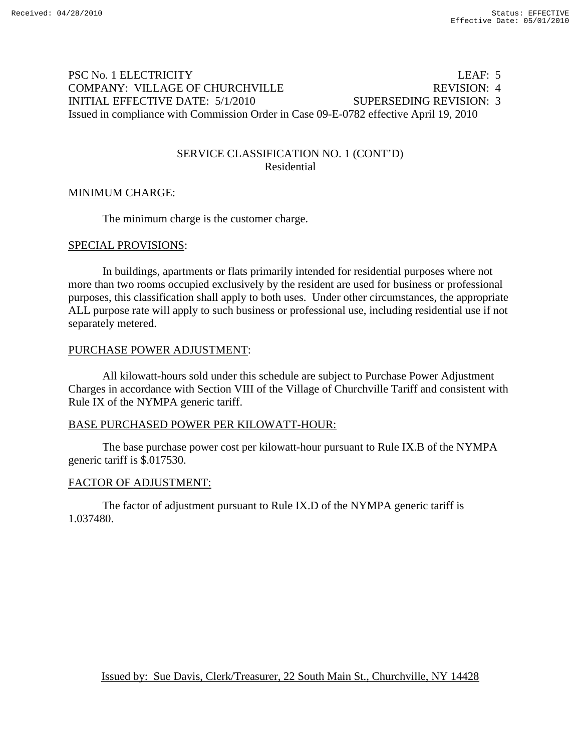PSC No. 1 ELECTRICITY LEAF: 5
COMPANY: VILLAGE OF CHURCHVILLE REVISION: 4
INITIAL EFFECTIVE DATE: 5/1/2010 SUPERSEDING REVISION: 3
Issued in compliance with Commission Order in Case 09-E-0782 effective April 19, 2010

## SERVICE CLASSIFICATION NO. 1 (CONT'D)
### Residential

MINIMUM CHARGE:

The minimum charge is the customer charge.

SPECIAL PROVISIONS:

In buildings, apartments or flats primarily intended for residential purposes where not more than two rooms occupied exclusively by the resident are used for business or professional purposes, this classification shall apply to both uses. Under other circumstances, the appropriate ALL purpose rate will apply to such business or professional use, including residential use if not separately metered.

PURCHASE POWER ADJUSTMENT:

All kilowatt-hours sold under this schedule are subject to Purchase Power Adjustment Charges in accordance with Section VIII of the Village of Churchville Tariff and consistent with Rule IX of the NYMPA generic tariff.

BASE PURCHASED POWER PER KILOWATT-HOUR:

The base purchase power cost per kilowatt-hour pursuant to Rule IX.B of the NYMPA generic tariff is $.017530.

FACTOR OF ADJUSTMENT:

The factor of adjustment pursuant to Rule IX.D of the NYMPA generic tariff is 1.037480.

Issued by: Sue Davis, Clerk/Treasurer, 22 South Main St., Churchville, NY 14428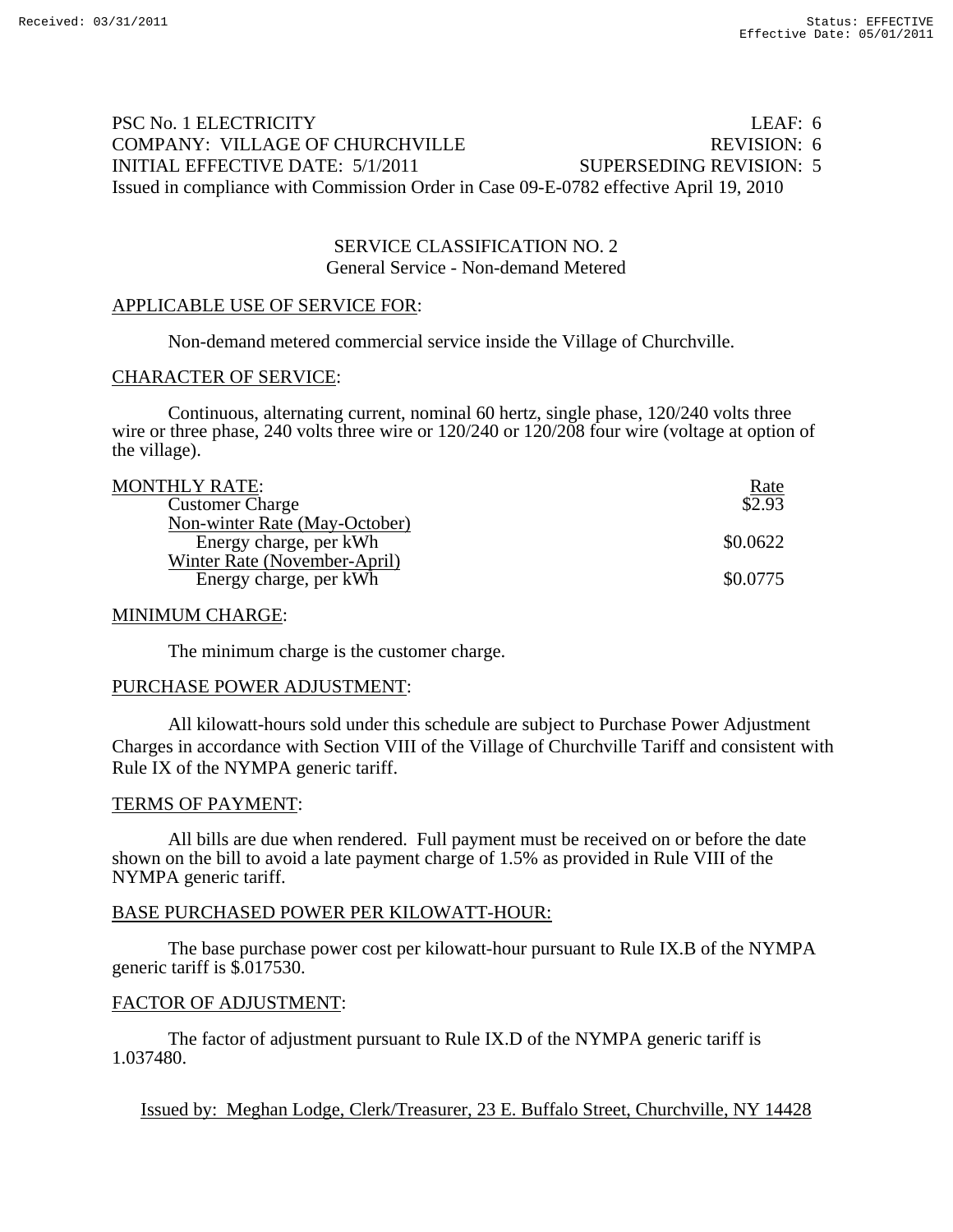PSC No. 1 ELECTRICITY LEAF: 6
COMPANY: VILLAGE OF CHURCHVILLE REVISION: 6
INITIAL EFFECTIVE DATE: 5/1/2011 SUPERSEDING REVISION: 5
Issued in compliance with Commission Order in Case 09-E-0782 effective April 19, 2010

## SERVICE CLASSIFICATION NO. 2
### General Service - Non-demand Metered

APPLICABLE USE OF SERVICE FOR:

Non-demand metered commercial service inside the Village of Churchville.

CHARACTER OF SERVICE:

Continuous, alternating current, nominal 60 hertz, single phase, 120/240 volts three wire or three phase, 240 volts three wire or 120/240 or 120/208 four wire (voltage at option of the village).

| MONTHLY RATE: | Rate |
|---|---|
| Customer Charge | $2.93 |
| Non-winter Rate (May-October) | |
| Energy charge, per kWh | $0.0622 |
| Winter Rate (November-April) | |
| Energy charge, per kWh | $0.0775 |

MINIMUM CHARGE:

The minimum charge is the customer charge.

PURCHASE POWER ADJUSTMENT:

All kilowatt-hours sold under this schedule are subject to Purchase Power Adjustment Charges in accordance with Section VIII of the Village of Churchville Tariff and consistent with Rule IX of the NYMPA generic tariff.

TERMS OF PAYMENT:

All bills are due when rendered. Full payment must be received on or before the date shown on the bill to avoid a late payment charge of 1.5% as provided in Rule VIII of the NYMPA generic tariff.

BASE PURCHASED POWER PER KILOWATT-HOUR:

The base purchase power cost per kilowatt-hour pursuant to Rule IX.B of the NYMPA generic tariff is $.017530.

FACTOR OF ADJUSTMENT:

The factor of adjustment pursuant to Rule IX.D of the NYMPA generic tariff is 1.037480.

Issued by: Meghan Lodge, Clerk/Treasurer, 23 E. Buffalo Street, Churchville, NY 14428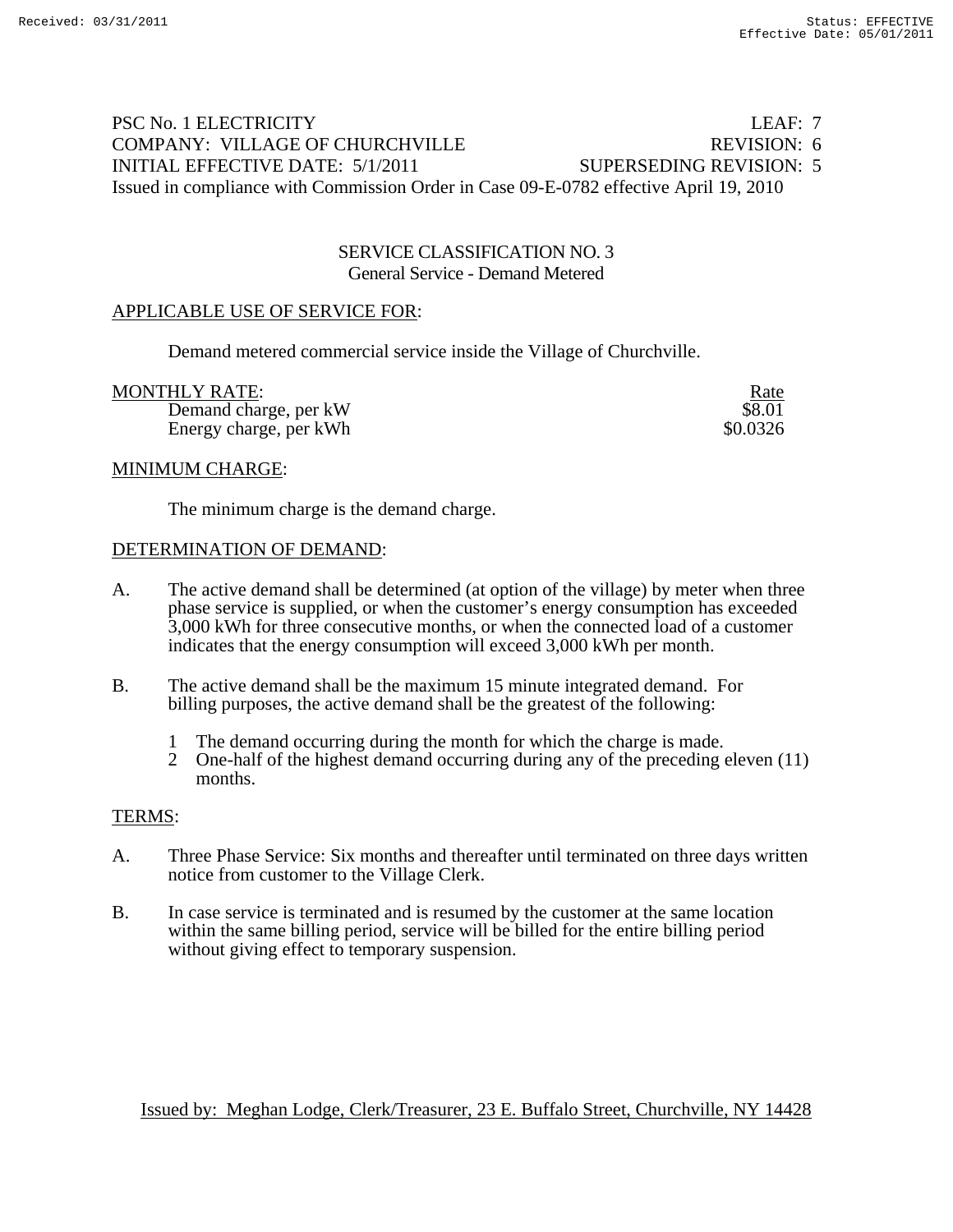PSC No. 1 ELECTRICITY LEAF: 7
COMPANY: VILLAGE OF CHURCHVILLE REVISION: 6
INITIAL EFFECTIVE DATE: 5/1/2011 SUPERSEDING REVISION: 5
Issued in compliance with Commission Order in Case 09-E-0782 effective April 19, 2010

## SERVICE CLASSIFICATION NO. 3
### General Service - Demand Metered

APPLICABLE USE OF SERVICE FOR:

Demand metered commercial service inside the Village of Churchville.

| MONTHLY RATE: | Rate |
|---|---|
| Demand charge, per kW | $8.01 |
| Energy charge, per kWh | $0.0326 |

MINIMUM CHARGE:

The minimum charge is the demand charge.

DETERMINATION OF DEMAND:

A. The active demand shall be determined (at option of the village) by meter when three phase service is supplied, or when the customer's energy consumption has exceeded 3,000 kWh for three consecutive months, or when the connected load of a customer indicates that the energy consumption will exceed 3,000 kWh per month.

B. The active demand shall be the maximum 15 minute integrated demand. For billing purposes, the active demand shall be the greatest of the following:

1. The demand occurring during the month for which the charge is made.
2. One-half of the highest demand occurring during any of the preceding eleven (11) months.

TERMS:

A. Three Phase Service: Six months and thereafter until terminated on three days written notice from customer to the Village Clerk.

B. In case service is terminated and is resumed by the customer at the same location within the same billing period, service will be billed for the entire billing period without giving effect to temporary suspension.

Issued by: Meghan Lodge, Clerk/Treasurer, 23 E. Buffalo Street, Churchville, NY 14428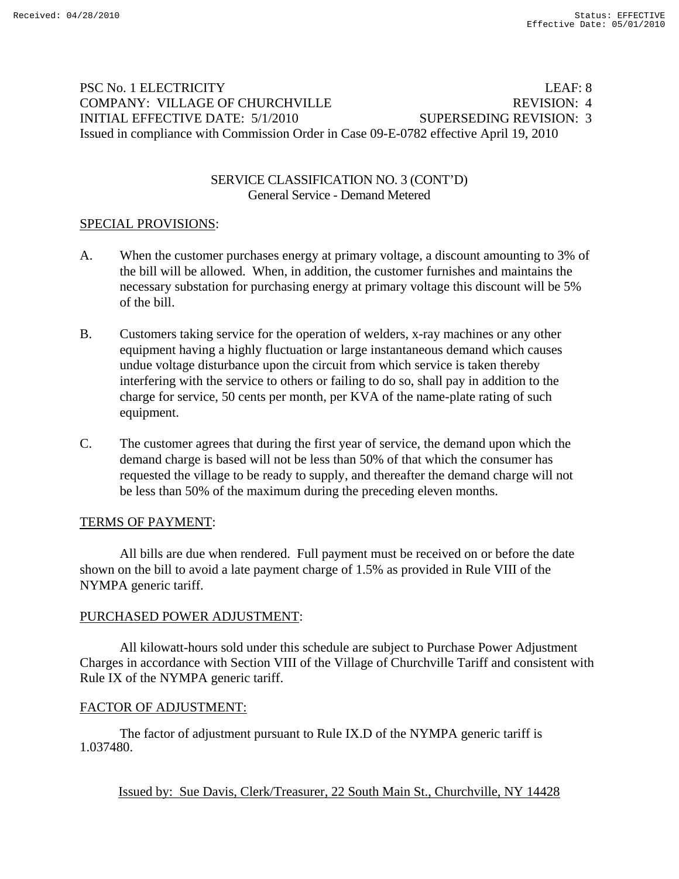PSC No. 1 ELECTRICITY LEAF: 8
COMPANY: VILLAGE OF CHURCHVILLE REVISION: 4
INITIAL EFFECTIVE DATE: 5/1/2010 SUPERSEDING REVISION: 3
Issued in compliance with Commission Order in Case 09-E-0782 effective April 19, 2010

SERVICE CLASSIFICATION NO. 3 (CONT'D)
General Service - Demand Metered

SPECIAL PROVISIONS:

A. When the customer purchases energy at primary voltage, a discount amounting to 3% of the bill will be allowed. When, in addition, the customer furnishes and maintains the necessary substation for purchasing energy at primary voltage this discount will be 5% of the bill.

B. Customers taking service for the operation of welders, x-ray machines or any other equipment having a highly fluctuation or large instantaneous demand which causes undue voltage disturbance upon the circuit from which service is taken thereby interfering with the service to others or failing to do so, shall pay in addition to the charge for service, 50 cents per month, per KVA of the name-plate rating of such equipment.

C. The customer agrees that during the first year of service, the demand upon which the demand charge is based will not be less than 50% of that which the consumer has requested the village to be ready to supply, and thereafter the demand charge will not be less than 50% of the maximum during the preceding eleven months.

TERMS OF PAYMENT:

All bills are due when rendered. Full payment must be received on or before the date shown on the bill to avoid a late payment charge of 1.5% as provided in Rule VIII of the NYMPA generic tariff.

PURCHASED POWER ADJUSTMENT:

All kilowatt-hours sold under this schedule are subject to Purchase Power Adjustment Charges in accordance with Section VIII of the Village of Churchville Tariff and consistent with Rule IX of the NYMPA generic tariff.

FACTOR OF ADJUSTMENT:

The factor of adjustment pursuant to Rule IX.D of the NYMPA generic tariff is 1.037480.

Issued by: Sue Davis, Clerk/Treasurer, 22 South Main St., Churchville, NY 14428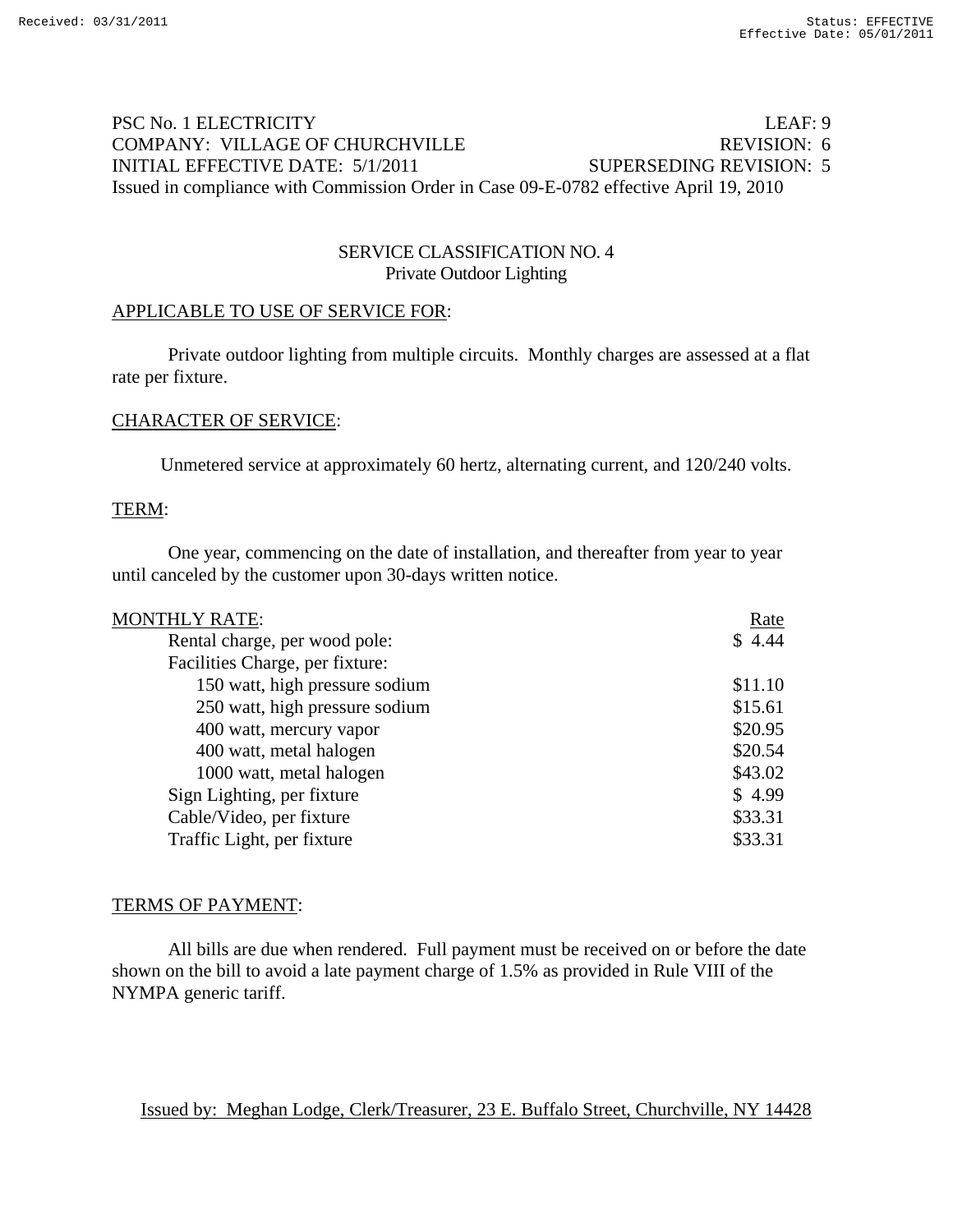PSC No. 1 ELECTRICITY LEAF: 9
COMPANY: VILLAGE OF CHURCHVILLE REVISION: 6
INITIAL EFFECTIVE DATE: 5/1/2011 SUPERSEDING REVISION: 5
Issued in compliance with Commission Order in Case 09-E-0782 effective April 19, 2010

## SERVICE CLASSIFICATION NO. 4
### Private Outdoor Lighting

APPLICABLE TO USE OF SERVICE FOR:

Private outdoor lighting from multiple circuits. Monthly charges are assessed at a flat rate per fixture.

CHARACTER OF SERVICE:

Unmetered service at approximately 60 hertz, alternating current, and 120/240 volts.

TERM:

One year, commencing on the date of installation, and thereafter from year to year until canceled by the customer upon 30-days written notice.

| MONTHLY RATE: | Rate |
|---|---|
| Rental charge, per wood pole: | $ 4.44 |
| Facilities Charge, per fixture: | |
| 150 watt, high pressure sodium | $11.10 |
| 250 watt, high pressure sodium | $15.61 |
| 400 watt, mercury vapor | $20.95 |
| 400 watt, metal halogen | $20.54 |
| 1000 watt, metal halogen | $43.02 |
| Sign Lighting, per fixture | $ 4.99 |
| Cable/Video, per fixture | $33.31 |
| Traffic Light, per fixture | $33.31 |

TERMS OF PAYMENT:

All bills are due when rendered. Full payment must be received on or before the date shown on the bill to avoid a late payment charge of 1.5% as provided in Rule VIII of the NYMPA generic tariff.

Issued by: Meghan Lodge, Clerk/Treasurer, 23 E. Buffalo Street, Churchville, NY 14428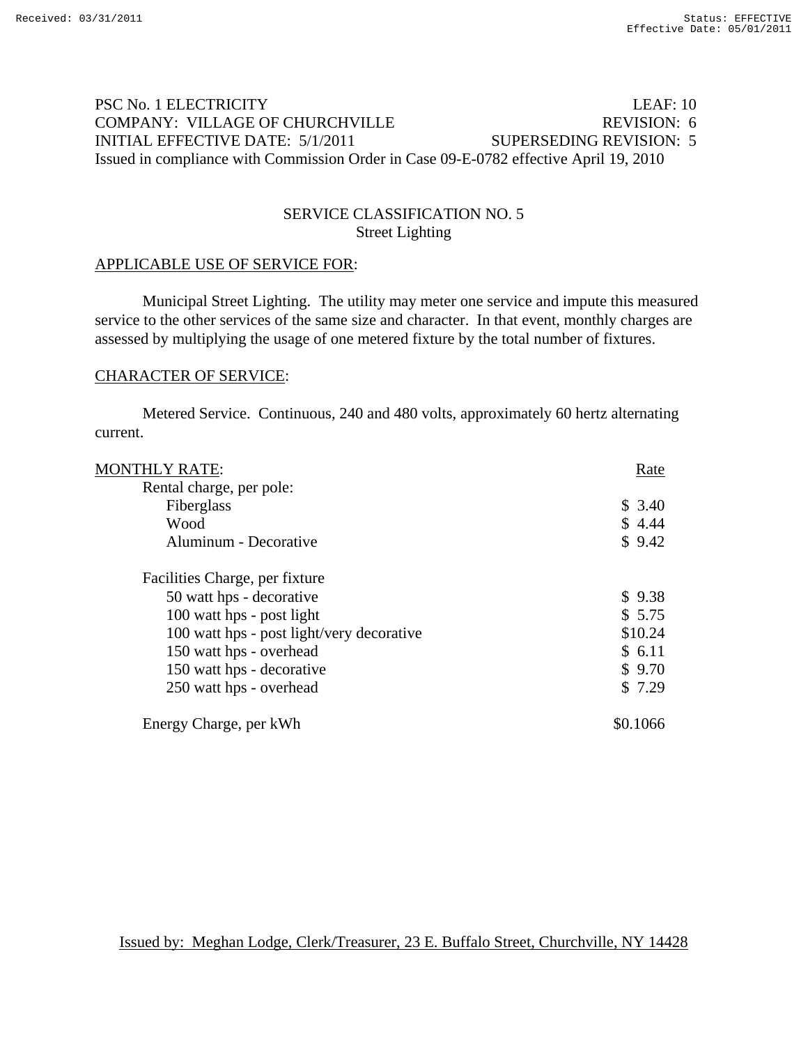PSC No. 1 ELECTRICITY LEAF: 10
COMPANY: VILLAGE OF CHURCHVILLE REVISION: 6
INITIAL EFFECTIVE DATE: 5/1/2011 SUPERSEDING REVISION: 5
Issued in compliance with Commission Order in Case 09-E-0782 effective April 19, 2010

## SERVICE CLASSIFICATION NO. 5
### Street Lighting

APPLICABLE USE OF SERVICE FOR:

Municipal Street Lighting. The utility may meter one service and impute this measured service to the other services of the same size and character. In that event, monthly charges are assessed by multiplying the usage of one metered fixture by the total number of fixtures.

CHARACTER OF SERVICE:

Metered Service. Continuous, 240 and 480 volts, approximately 60 hertz alternating current.

| MONTHLY RATE: | Rate |
|---|---|
| Rental charge, per pole: | |
| Fiberglass | $ 3.40 |
| Wood | $ 4.44 |
| Aluminum - Decorative | $ 9.42 |
| Facilities Charge, per fixture | |
| 50 watt hps - decorative | $ 9.38 |
| 100 watt hps - post light | $ 5.75 |
| 100 watt hps - post light/very decorative | $10.24 |
| 150 watt hps - overhead | $ 6.11 |
| 150 watt hps - decorative | $ 9.70 |
| 250 watt hps - overhead | $ 7.29 |
| Energy Charge, per kWh | $0.1066 |

Issued by: Meghan Lodge, Clerk/Treasurer, 23 E. Buffalo Street, Churchville, NY 14428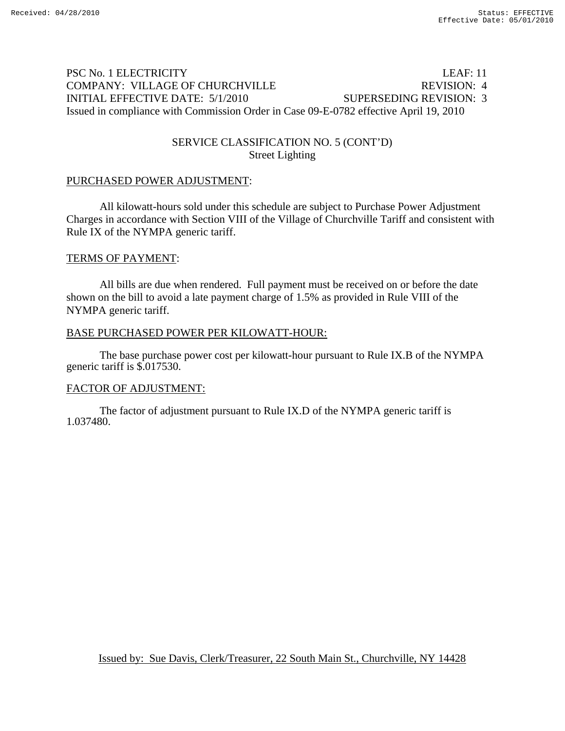PSC No. 1 ELECTRICITY LEAF: 11
COMPANY: VILLAGE OF CHURCHVILLE REVISION: 4
INITIAL EFFECTIVE DATE: 5/1/2010 SUPERSEDING REVISION: 3
Issued in compliance with Commission Order in Case 09-E-0782 effective April 19, 2010

## SERVICE CLASSIFICATION NO. 5 (CONT'D)
## Street Lighting

PURCHASED POWER ADJUSTMENT:

All kilowatt-hours sold under this schedule are subject to Purchase Power Adjustment Charges in accordance with Section VIII of the Village of Churchville Tariff and consistent with Rule IX of the NYMPA generic tariff.

TERMS OF PAYMENT:

All bills are due when rendered. Full payment must be received on or before the date shown on the bill to avoid a late payment charge of 1.5% as provided in Rule VIII of the NYMPA generic tariff.

BASE PURCHASED POWER PER KILOWATT-HOUR:

The base purchase power cost per kilowatt-hour pursuant to Rule IX.B of the NYMPA generic tariff is $.017530.

FACTOR OF ADJUSTMENT:

The factor of adjustment pursuant to Rule IX.D of the NYMPA generic tariff is 1.037480.

Issued by: Sue Davis, Clerk/Treasurer, 22 South Main St., Churchville, NY 14428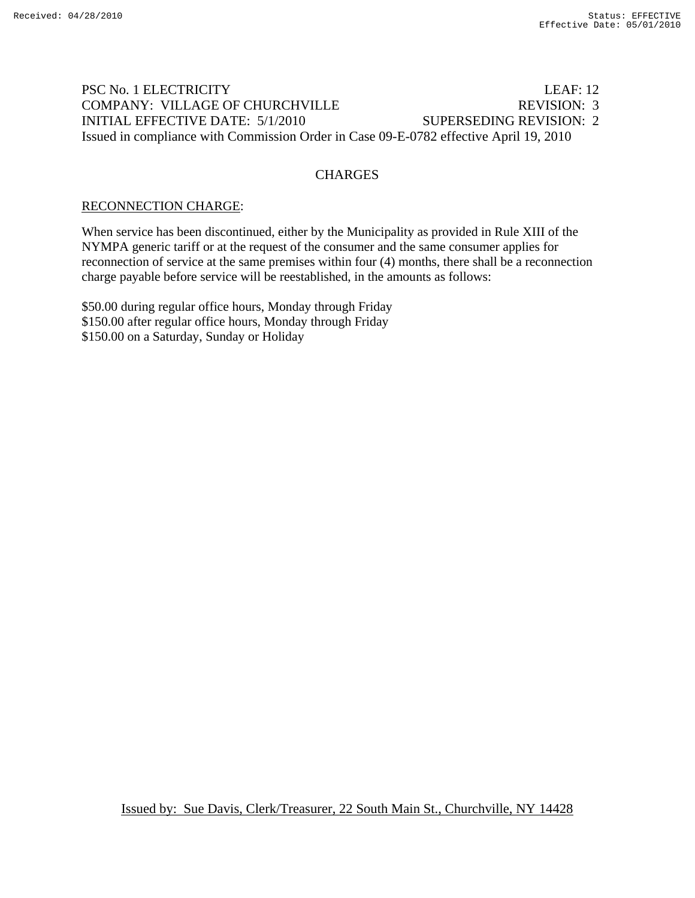PSC No. 1 ELECTRICITY LEAF: 12
COMPANY: VILLAGE OF CHURCHVILLE REVISION: 3
INITIAL EFFECTIVE DATE: 5/1/2010 SUPERSEDING REVISION: 2
Issued in compliance with Commission Order in Case 09-E-0782 effective April 19, 2010

## CHARGES

RECONNECTION CHARGE:

When service has been discontinued, either by the Municipality as provided in Rule XIII of the NYMPA generic tariff or at the request of the consumer and the same consumer applies for reconnection of service at the same premises within four (4) months, there shall be a reconnection charge payable before service will be reestablished, in the amounts as follows:

$50.00 during regular office hours, Monday through Friday
$150.00 after regular office hours, Monday through Friday
$150.00 on a Saturday, Sunday or Holiday

Issued by: Sue Davis, Clerk/Treasurer, 22 South Main St., Churchville, NY 14428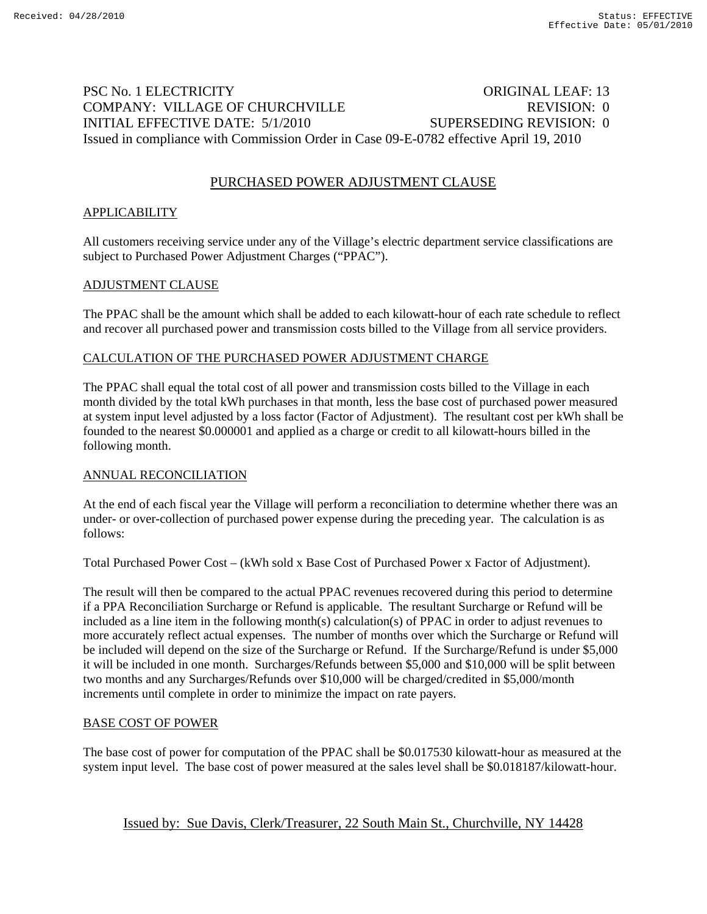PSC No. 1 ELECTRICITY ORIGINAL LEAF: 13
COMPANY: VILLAGE OF CHURCHVILLE REVISION: 0
INITIAL EFFECTIVE DATE: 5/1/2010 SUPERSEDING REVISION: 0
Issued in compliance with Commission Order in Case 09-E-0782 effective April 19, 2010

## PURCHASED POWER ADJUSTMENT CLAUSE

### APPLICABILITY

All customers receiving service under any of the Village's electric department service classifications are subject to Purchased Power Adjustment Charges ("PPAC").

### ADJUSTMENT CLAUSE

The PPAC shall be the amount which shall be added to each kilowatt-hour of each rate schedule to reflect and recover all purchased power and transmission costs billed to the Village from all service providers.

### CALCULATION OF THE PURCHASED POWER ADJUSTMENT CHARGE

The PPAC shall equal the total cost of all power and transmission costs billed to the Village in each month divided by the total kWh purchases in that month, less the base cost of purchased power measured at system input level adjusted by a loss factor (Factor of Adjustment). The resultant cost per kWh shall be founded to the nearest $0.000001 and applied as a charge or credit to all kilowatt-hours billed in the following month.

### ANNUAL RECONCILIATION

At the end of each fiscal year the Village will perform a reconciliation to determine whether there was an under- or over-collection of purchased power expense during the preceding year. The calculation is as follows:

Total Purchased Power Cost – (kWh sold x Base Cost of Purchased Power x Factor of Adjustment).

The result will then be compared to the actual PPAC revenues recovered during this period to determine if a PPA Reconciliation Surcharge or Refund is applicable. The resultant Surcharge or Refund will be included as a line item in the following month(s) calculation(s) of PPAC in order to adjust revenues to more accurately reflect actual expenses. The number of months over which the Surcharge or Refund will be included will depend on the size of the Surcharge or Refund. If the Surcharge/Refund is under $5,000 it will be included in one month. Surcharges/Refunds between $5,000 and $10,000 will be split between two months and any Surcharges/Refunds over $10,000 will be charged/credited in $5,000/month increments until complete in order to minimize the impact on rate payers.

### BASE COST OF POWER

The base cost of power for computation of the PPAC shall be $0.017530 kilowatt-hour as measured at the system input level. The base cost of power measured at the sales level shall be $0.018187/kilowatt-hour.

Issued by: Sue Davis, Clerk/Treasurer, 22 South Main St., Churchville, NY 14428